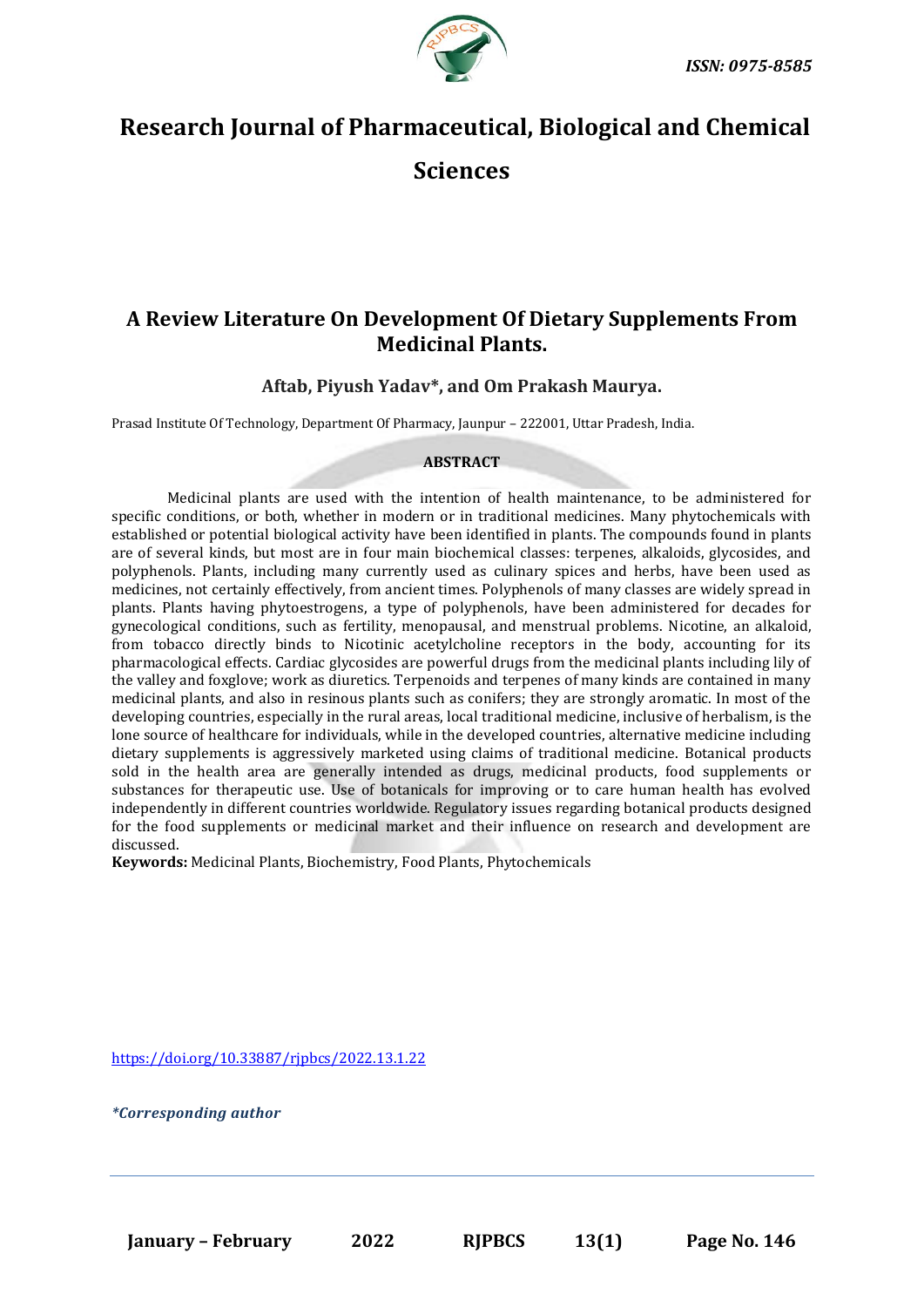ISSN: 0975-8585

# Research Journal of Pharmaceutical, Biological and Chemical Sciences

## A Review Literature On Development Of Dietary Supplements From Medicinal Plants.

**Aftab, Piyush Yadav\*, and Om Prakash Maurya.**

Prasad Institute Of Technology, Department Of Pharmacy, Jaunpur – 222001, Uttar Pradesh, India.

### ABSTRACT

Medicinal plants are used with the intention of health maintenance, to be administered for specific conditions, or both, whether in modern or in traditional medicines. Many phytochemicals with established or potential biological activity have been identified in plants. The compounds found in plants are of several kinds, but most are in four main biochemical classes: terpenes, alkaloids, glycosides, and polyphenols. Plants, including many currently used as culinary spices and herbs, have been used as medicines, not certainly effectively, from ancient times. Polyphenols of many classes are widely spread in plants. Plants having phytoestrogens, a type of polyphenols, have been administered for decades for gynecological conditions, such as fertility, menopausal, and menstrual problems. Nicotine, an alkaloid, from tobacco directly binds to Nicotinic acetylcholine receptors in the body, accounting for its pharmacological effects. Cardiac glycosides are powerful drugs from the medicinal plants including lily of the valley and foxglove; work as diuretics. Terpenoids and terpenes of many kinds are contained in many medicinal plants, and also in resinous plants such as conifers; they are strongly aromatic. In most of the developing countries, especially in the rural areas, local traditional medicine, inclusive of herbalism, is the lone source of healthcare for individuals, while in the developed countries, alternative medicine including dietary supplements is aggressively marketed using claims of traditional medicine. Botanical products sold in the health area are generally intended as drugs, medicinal products, food supplements or substances for therapeutic use. Use of botanicals for improving or to care human health has evolved independently in different countries worldwide. Regulatory issues regarding botanical products designed for the food supplements or medicinal market and their influence on research and development are discussed.

**Keywords:** Medicinal Plants, Biochemistry, Food Plants, Phytochemicals

https://doi.org/10.33887/rjpbcs/2022.13.1.22

*\*Corresponding author*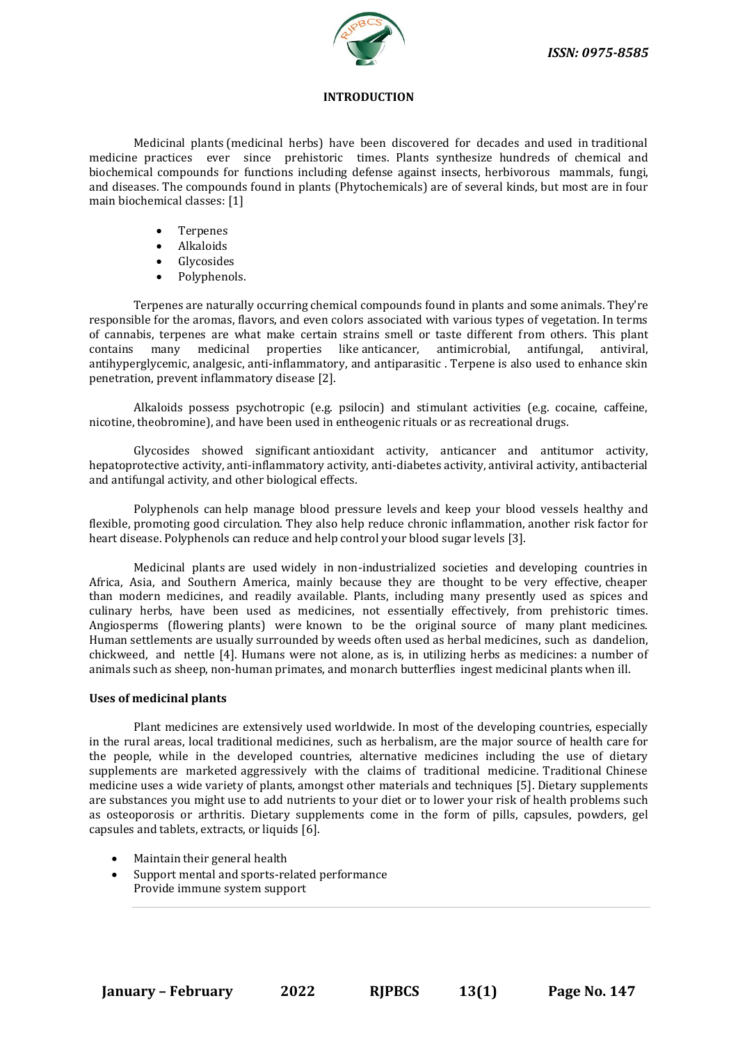## INTRODUCTION

Medicinal plants (medicinal herbs) have been discovered for decades and used in traditional medicine practices ever since prehistoric times. Plants synthesize hundreds of chemical and biochemical compounds for functions including defense against insects, herbivorous mammals, fungi, and diseases. The compounds found in plants (Phytochemicals) are of several kinds, but most are in four main biochemical classes: [1]

- Terpenes
- Alkaloids
- Glycosides
- Polyphenols.

Terpenes are naturally occurring chemical compounds found in plants and some animals. They're responsible for the aromas, flavors, and even colors associated with various types of vegetation. In terms of cannabis, terpenes are what make certain strains smell or taste different from others. This plant contains many medicinal properties like anticancer, antimicrobial, antifungal, antiviral, antihyperglycemic, analgesic, anti-inflammatory, and antiparasitic . Terpene is also used to enhance skin penetration, prevent inflammatory disease [2].

Alkaloids possess psychotropic (e.g. psilocin) and stimulant activities (e.g. cocaine, caffeine, nicotine, theobromine), and have been used in entheogenic rituals or as recreational drugs.

Glycosides showed significant antioxidant activity, anticancer and antitumor activity, hepatoprotective activity, anti-inflammatory activity, anti-diabetes activity, antiviral activity, antibacterial and antifungal activity, and other biological effects.

Polyphenols can help manage blood pressure levels and keep your blood vessels healthy and flexible, promoting good circulation. They also help reduce chronic inflammation, another risk factor for heart disease. Polyphenols can reduce and help control your blood sugar levels [3].

Medicinal plants are used widely in non-industrialized societies and developing countries in Africa, Asia, and Southern America, mainly because they are thought to be very effective, cheaper than modern medicines, and readily available. Plants, including many presently used as spices and culinary herbs, have been used as medicines, not essentially effectively, from prehistoric times. Angiosperms (flowering plants) were known to be the original source of many plant medicines. Human settlements are usually surrounded by weeds often used as herbal medicines, such as dandelion, chickweed, and nettle [4]. Humans were not alone, as is, in utilizing herbs as medicines: a number of animals such as sheep, non-human primates, and monarch butterflies ingest medicinal plants when ill.

### Uses of medicinal plants

Plant medicines are extensively used worldwide. In most of the developing countries, especially in the rural areas, local traditional medicines, such as herbalism, are the major source of health care for the people, while in the developed countries, alternative medicines including the use of dietary supplements are marketed aggressively with the claims of traditional medicine. Traditional Chinese medicine uses a wide variety of plants, amongst other materials and techniques [5]. Dietary supplements are substances you might use to add nutrients to your diet or to lower your risk of health problems such as osteoporosis or arthritis. Dietary supplements come in the form of pills, capsules, powders, gel capsules and tablets, extracts, or liquids [6].

- Maintain their general health
- Support mental and sports-related performance
  Provide immune system support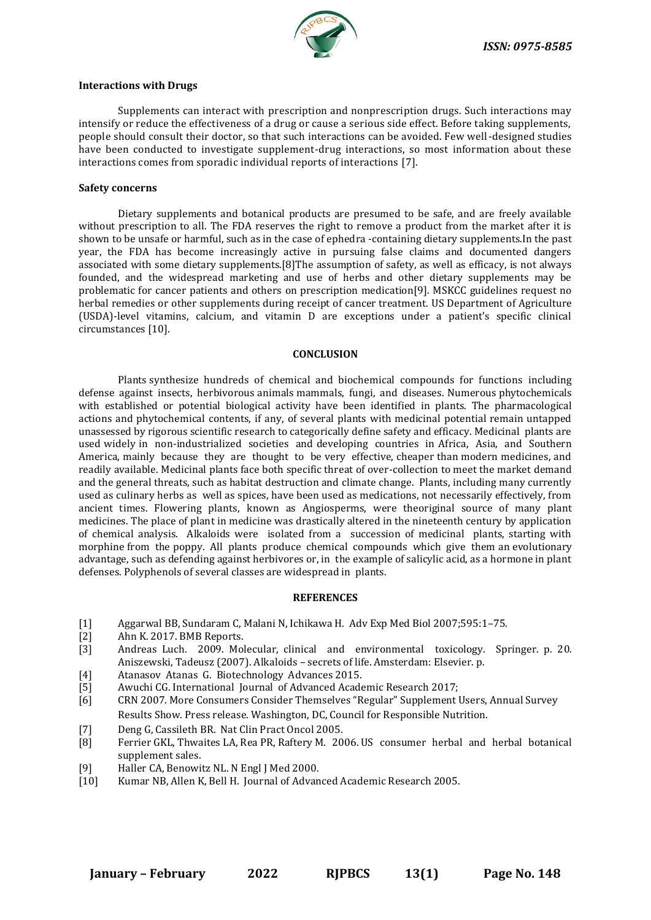**Interactions with Drugs**

Supplements can interact with prescription and nonprescription drugs. Such interactions may intensify or reduce the effectiveness of a drug or cause a serious side effect. Before taking supplements, people should consult their doctor, so that such interactions can be avoided. Few well-designed studies have been conducted to investigate supplement-drug interactions, so most information about these interactions comes from sporadic individual reports of interactions [7].

**Safety concerns**

Dietary supplements and botanical products are presumed to be safe, and are freely available without prescription to all. The FDA reserves the right to remove a product from the market after it is shown to be unsafe or harmful, such as in the case of ephedra -containing dietary supplements.In the past year, the FDA has become increasingly active in pursuing false claims and documented dangers associated with some dietary supplements.[8]The assumption of safety, as well as efficacy, is not always founded, and the widespread marketing and use of herbs and other dietary supplements may be problematic for cancer patients and others on prescription medication[9]. MSKCC guidelines request no herbal remedies or other supplements during receipt of cancer treatment. US Department of Agriculture (USDA)-level vitamins, calcium, and vitamin D are exceptions under a patient's specific clinical circumstances [10].

## CONCLUSION

Plants synthesize hundreds of chemical and biochemical compounds for functions including defense against insects, herbivorous animals mammals, fungi, and diseases. Numerous phytochemicals with established or potential biological activity have been identified in plants. The pharmacological actions and phytochemical contents, if any, of several plants with medicinal potential remain untapped unassessed by rigorous scientific research to categorically define safety and efficacy. Medicinal plants are used widely in non-industrialized societies and developing countries in Africa, Asia, and Southern America, mainly because they are thought to be very effective, cheaper than modern medicines, and readily available. Medicinal plants face both specific threat of over-collection to meet the market demand and the general threats, such as habitat destruction and climate change. Plants, including many currently used as culinary herbs as well as spices, have been used as medications, not necessarily effectively, from ancient times. Flowering plants, known as Angiosperms, were theoriginal source of many plant medicines. The place of plant in medicine was drastically altered in the nineteenth century by application of chemical analysis. Alkaloids were isolated from a succession of medicinal plants, starting with morphine from the poppy. All plants produce chemical compounds which give them an evolutionary advantage, such as defending against herbivores or, in the example of salicylic acid, as a hormone in plant defenses. Polyphenols of several classes are widespread in plants.

## REFERENCES

[1] Aggarwal BB, Sundaram C, Malani N, Ichikawa H. Adv Exp Med Biol 2007;595:1–75.

[2] Ahn K. 2017. BMB Reports.

[3] Andreas Luch. 2009. Molecular, clinical and environmental toxicology. Springer. p. 20. Aniszewski, Tadeusz (2007). Alkaloids – secrets of life. Amsterdam: Elsevier. p.

[4] Atanasov Atanas G. Biotechnology Advances 2015.

[5] Awuchi CG. International Journal of Advanced Academic Research 2017;

[6] CRN 2007. More Consumers Consider Themselves "Regular" Supplement Users, Annual Survey Results Show. Press release. Washington, DC, Council for Responsible Nutrition.

[7] Deng G, Cassileth BR. Nat Clin Pract Oncol 2005.

[8] Ferrier GKL, Thwaites LA, Rea PR, Raftery M. 2006. US consumer herbal and herbal botanical supplement sales.

[9] Haller CA, Benowitz NL. N Engl J Med 2000.

[10] Kumar NB, Allen K, Bell H. Journal of Advanced Academic Research 2005.